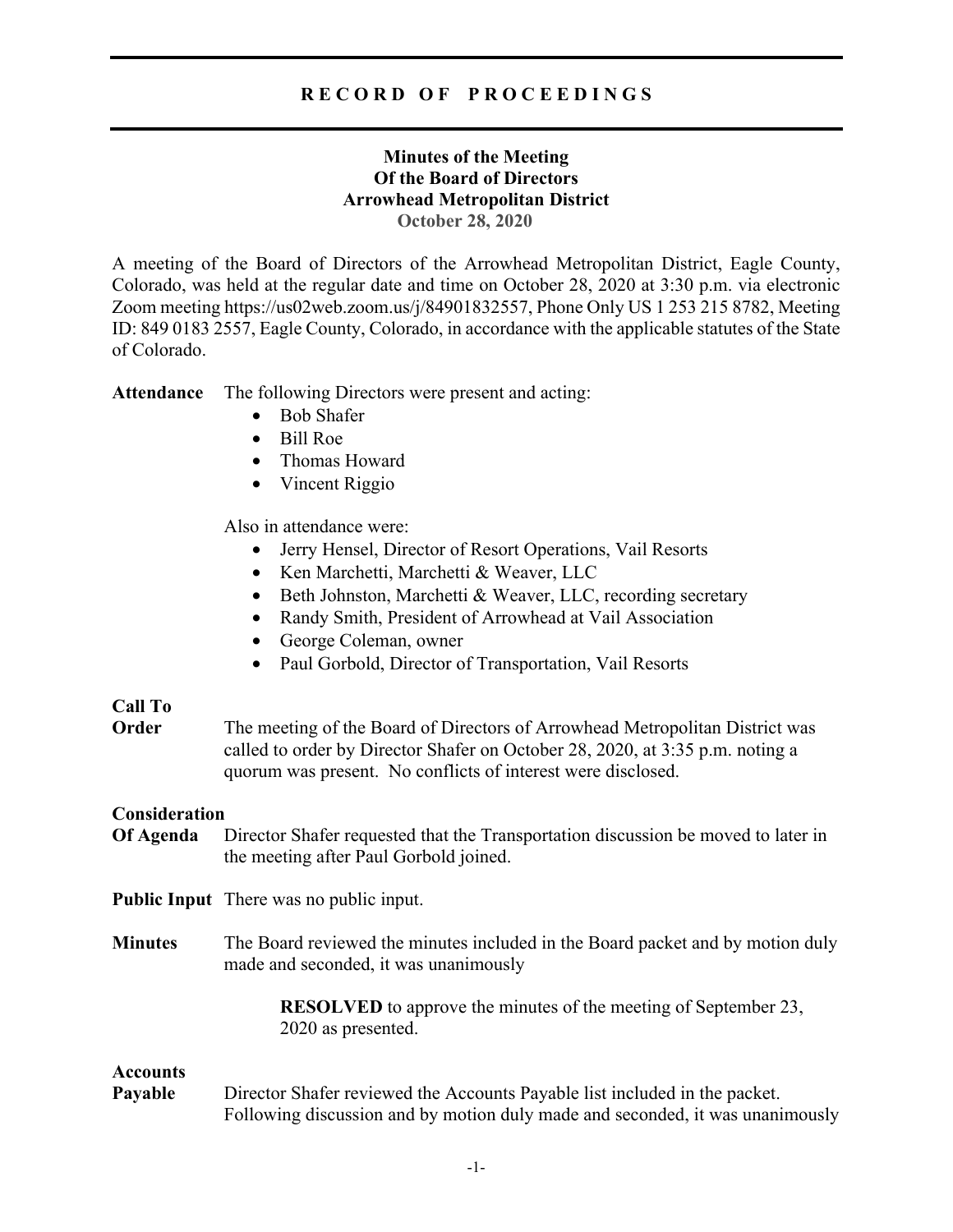# RECORD OF PROCEEDINGS

## Minutes of the Meeting
## Of the Board of Directors
## Arrowhead Metropolitan District
**October 28, 2020**

A meeting of the Board of Directors of the Arrowhead Metropolitan District, Eagle County, Colorado, was held at the regular date and time on October 28, 2020 at 3:30 p.m. via electronic Zoom meeting https://us02web.zoom.us/j/84901832557, Phone Only US 1 253 215 8782, Meeting ID: 849 0183 2557, Eagle County, Colorado, in accordance with the applicable statutes of the State of Colorado.

**Attendance** The following Directors were present and acting:

- Bob Shafer
- Bill Roe
- Thomas Howard
- Vincent Riggio

Also in attendance were:

- Jerry Hensel, Director of Resort Operations, Vail Resorts
- Ken Marchetti, Marchetti & Weaver, LLC
- Beth Johnston, Marchetti & Weaver, LLC, recording secretary
- Randy Smith, President of Arrowhead at Vail Association
- George Coleman, owner
- Paul Gorbold, Director of Transportation, Vail Resorts

**Call To Order** The meeting of the Board of Directors of Arrowhead Metropolitan District was called to order by Director Shafer on October 28, 2020, at 3:35 p.m. noting a quorum was present. No conflicts of interest were disclosed.

**Consideration Of Agenda** Director Shafer requested that the Transportation discussion be moved to later in the meeting after Paul Gorbold joined.

**Public Input** There was no public input.

**Minutes** The Board reviewed the minutes included in the Board packet and by motion duly made and seconded, it was unanimously

> **RESOLVED** to approve the minutes of the meeting of September 23, 2020 as presented.

**Accounts Payable** Director Shafer reviewed the Accounts Payable list included in the packet. Following discussion and by motion duly made and seconded, it was unanimously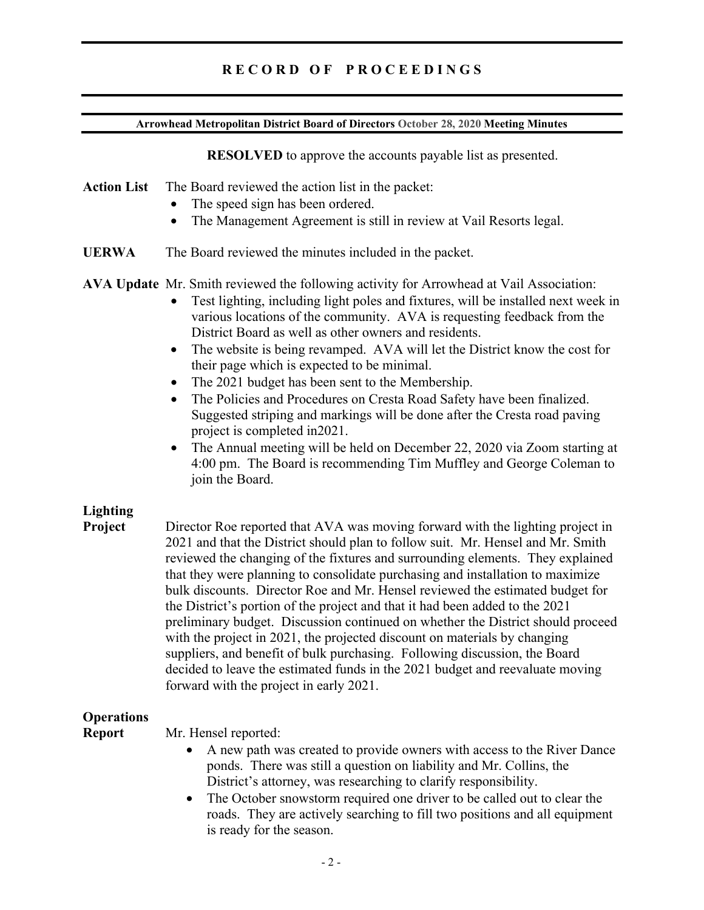**RESOLVED** to approve the accounts payable list as presented.

**Action List** The Board reviewed the action list in the packet:

- The speed sign has been ordered.
- The Management Agreement is still in review at Vail Resorts legal.

**UERWA** The Board reviewed the minutes included in the packet.

**AVA Update** Mr. Smith reviewed the following activity for Arrowhead at Vail Association:

- Test lighting, including light poles and fixtures, will be installed next week in various locations of the community. AVA is requesting feedback from the District Board as well as other owners and residents.
- The website is being revamped. AVA will let the District know the cost for their page which is expected to be minimal.
- The 2021 budget has been sent to the Membership.
- The Policies and Procedures on Cresta Road Safety have been finalized. Suggested striping and markings will be done after the Cresta road paving project is completed in2021.
- The Annual meeting will be held on December 22, 2020 via Zoom starting at 4:00 pm. The Board is recommending Tim Muffley and George Coleman to join the Board.

**Lighting Project** Director Roe reported that AVA was moving forward with the lighting project in 2021 and that the District should plan to follow suit. Mr. Hensel and Mr. Smith reviewed the changing of the fixtures and surrounding elements. They explained that they were planning to consolidate purchasing and installation to maximize bulk discounts. Director Roe and Mr. Hensel reviewed the estimated budget for the District's portion of the project and that it had been added to the 2021 preliminary budget. Discussion continued on whether the District should proceed with the project in 2021, the projected discount on materials by changing suppliers, and benefit of bulk purchasing. Following discussion, the Board decided to leave the estimated funds in the 2021 budget and reevaluate moving forward with the project in early 2021.

**Operations Report** Mr. Hensel reported:

- A new path was created to provide owners with access to the River Dance ponds. There was still a question on liability and Mr. Collins, the District's attorney, was researching to clarify responsibility.
- The October snowstorm required one driver to be called out to clear the roads. They are actively searching to fill two positions and all equipment is ready for the season.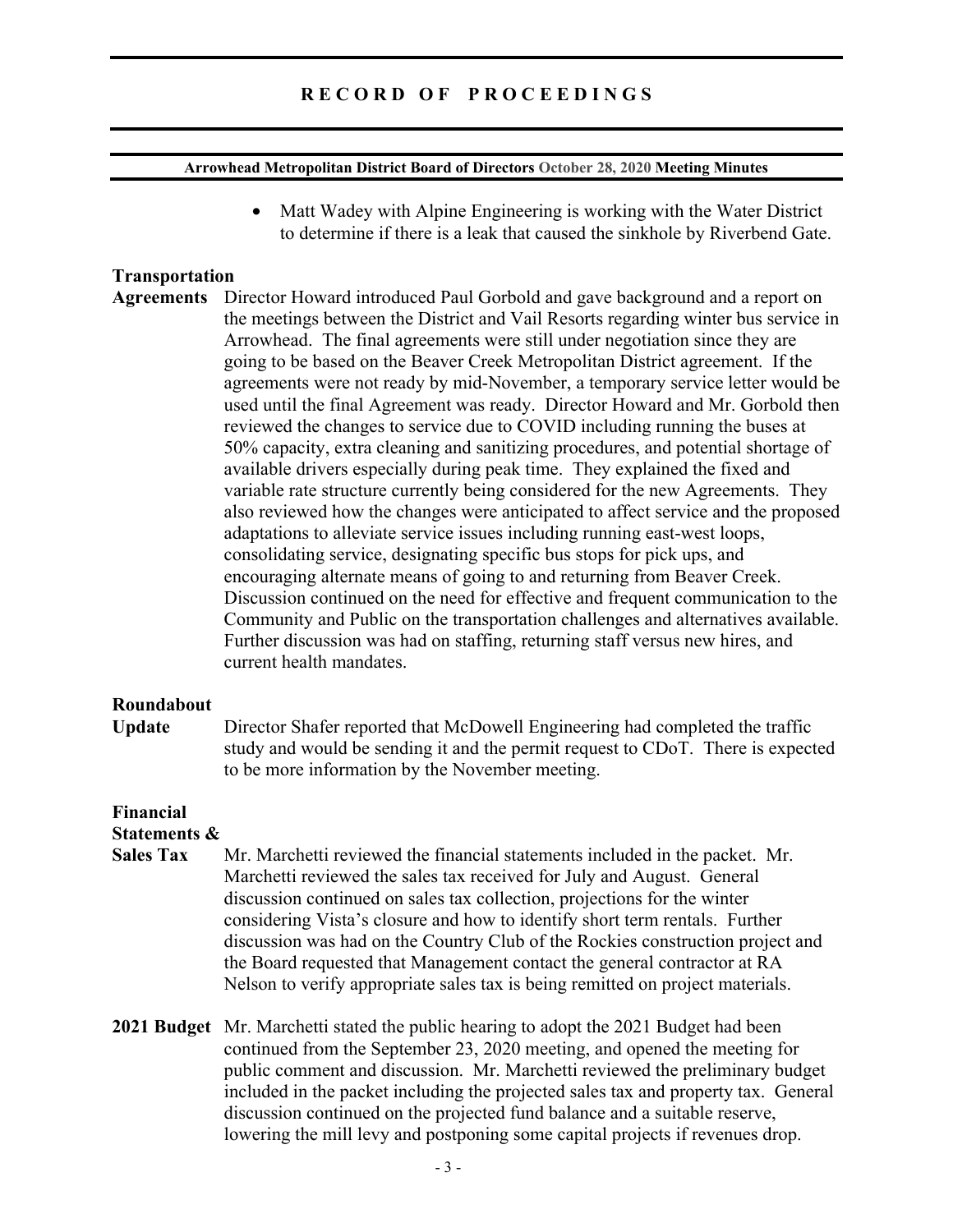- Matt Wadey with Alpine Engineering is working with the Water District to determine if there is a leak that caused the sinkhole by Riverbend Gate.

**Transportation Agreements**

Director Howard introduced Paul Gorbold and gave background and a report on the meetings between the District and Vail Resorts regarding winter bus service in Arrowhead. The final agreements were still under negotiation since they are going to be based on the Beaver Creek Metropolitan District agreement. If the agreements were not ready by mid-November, a temporary service letter would be used until the final Agreement was ready. Director Howard and Mr. Gorbold then reviewed the changes to service due to COVID including running the buses at 50% capacity, extra cleaning and sanitizing procedures, and potential shortage of available drivers especially during peak time. They explained the fixed and variable rate structure currently being considered for the new Agreements. They also reviewed how the changes were anticipated to affect service and the proposed adaptations to alleviate service issues including running east-west loops, consolidating service, designating specific bus stops for pick ups, and encouraging alternate means of going to and returning from Beaver Creek. Discussion continued on the need for effective and frequent communication to the Community and Public on the transportation challenges and alternatives available. Further discussion was had on staffing, returning staff versus new hires, and current health mandates.

**Roundabout Update**

Director Shafer reported that McDowell Engineering had completed the traffic study and would be sending it and the permit request to CDoT. There is expected to be more information by the November meeting.

**Financial Statements & Sales Tax**

Mr. Marchetti reviewed the financial statements included in the packet. Mr. Marchetti reviewed the sales tax received for July and August. General discussion continued on sales tax collection, projections for the winter considering Vista's closure and how to identify short term rentals. Further discussion was had on the Country Club of the Rockies construction project and the Board requested that Management contact the general contractor at RA Nelson to verify appropriate sales tax is being remitted on project materials.

**2021 Budget**

Mr. Marchetti stated the public hearing to adopt the 2021 Budget had been continued from the September 23, 2020 meeting, and opened the meeting for public comment and discussion. Mr. Marchetti reviewed the preliminary budget included in the packet including the projected sales tax and property tax. General discussion continued on the projected fund balance and a suitable reserve, lowering the mill levy and postponing some capital projects if revenues drop.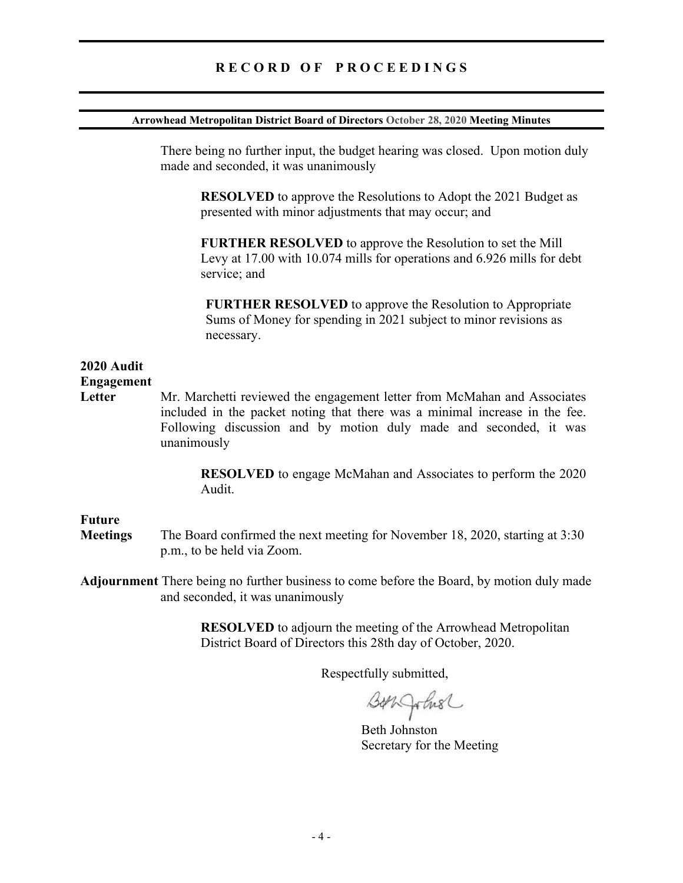There being no further input, the budget hearing was closed. Upon motion duly made and seconded, it was unanimously

> **RESOLVED** to approve the Resolutions to Adopt the 2021 Budget as presented with minor adjustments that may occur; and
>
> **FURTHER RESOLVED** to approve the Resolution to set the Mill Levy at 17.00 with 10.074 mills for operations and 6.926 mills for debt service; and
>
> **FURTHER RESOLVED** to approve the Resolution to Appropriate Sums of Money for spending in 2021 subject to minor revisions as necessary.

**2020 Audit Engagement Letter**

Mr. Marchetti reviewed the engagement letter from McMahan and Associates included in the packet noting that there was a minimal increase in the fee. Following discussion and by motion duly made and seconded, it was unanimously

> **RESOLVED** to engage McMahan and Associates to perform the 2020 Audit.

**Future Meetings**

The Board confirmed the next meeting for November 18, 2020, starting at 3:30 p.m., to be held via Zoom.

**Adjournment**

There being no further business to come before the Board, by motion duly made and seconded, it was unanimously

> **RESOLVED** to adjourn the meeting of the Arrowhead Metropolitan District Board of Directors this 28th day of October, 2020.

Respectfully submitted,

Beth Johnston
Secretary for the Meeting